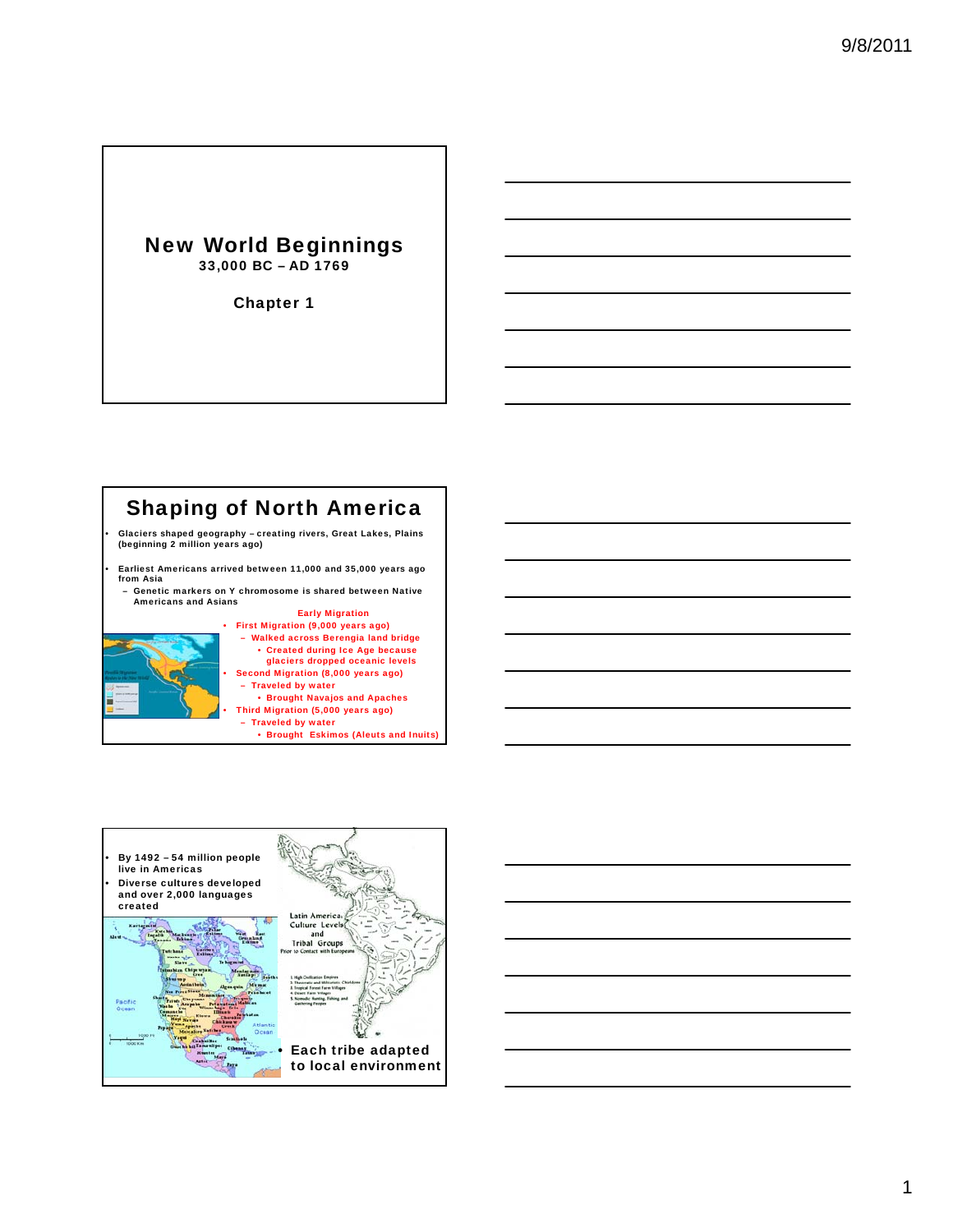# New World Beginnings

**33,000 BC – AD 1769**

**Chapter 1**

## Shaping of North America

- Glaciers shaped geography – creating rivers, Great Lakes, Plains (beginning 2 million years ago)
- Earliest Americans arrived between 11,000 and 35,000 years ago from Asia
  - Genetic markers on Y chromosome is shared between Native Americans and Asians

**Early Migration**

- First Migration (9,000 years ago)
  - Walked across Berengia land bridge
    - Created during Ice Age because glaciers dropped oceanic levels
- Second Migration (8,000 years ago)
  - Traveled by water
    - Brought Navajos and Apaches
- Third Migration (5,000 years ago)
  - Traveled by water
    - Brought Eskimos (Aleuts and Inuits)

---

- By 1492 – 54 million people live in Americas
- Diverse cultures developed and over 2,000 languages created

Latin America: Culture Levels and Tribal Groups Prior to Contact with Europeans

- Each tribe adapted to local environment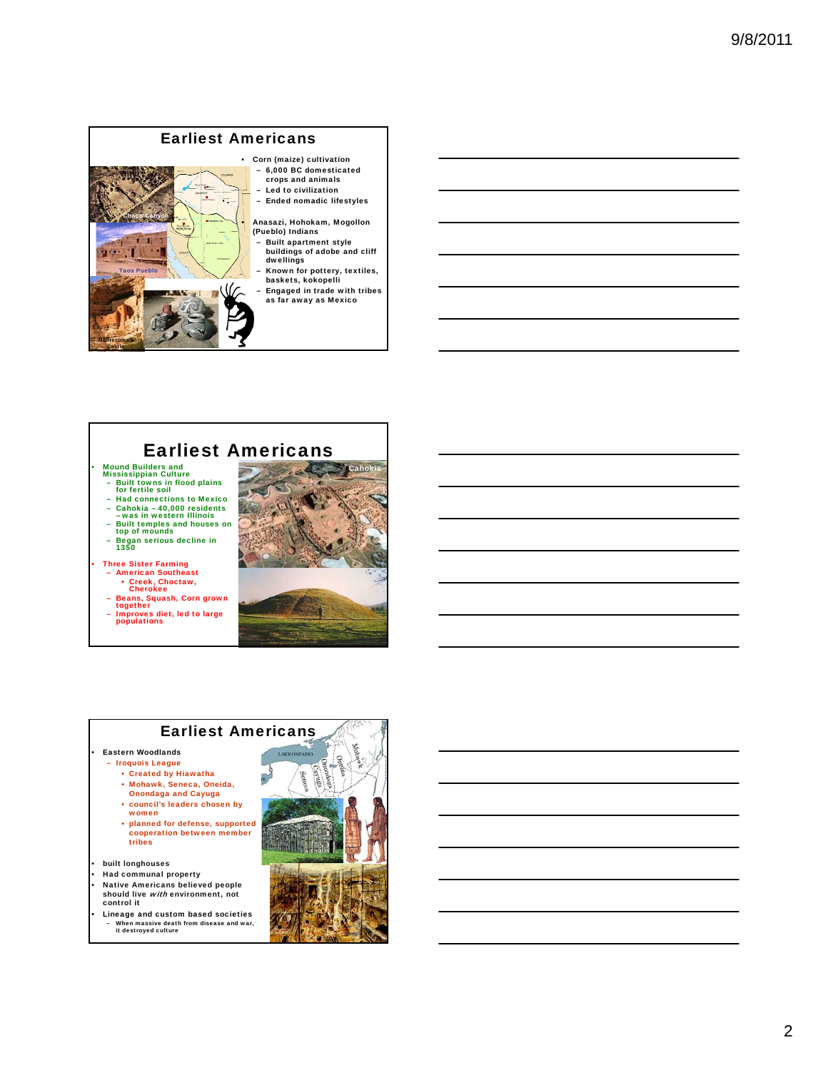## Earliest Americans

- Corn (maize) cultivation
  - 6,000 BC domesticated crops and animals
  - Led to civilization
  - Ended nomadic lifestyles
- Anasazi, Hohokam, Mogollon (Pueblo) Indians
  - Built apartment style buildings of adobe and cliff dwellings
  - Known for pottery, textiles, baskets, kokopelli
  - Engaged in trade with tribes as far away as Mexico

Chaco Canyon

Taos Pueblo

Montezuma's Castle

## Earliest Americans

- Mound Builders and Mississippian Culture
  - Built towns in flood plains for fertile soil
  - Had connections to Mexico
  - Cahokia – 40,000 residents – was in western Illinois
  - Built temples and houses on top of mounds
  - Began serious decline in 1350
- Three Sister Farming
  - American Southeast
    - Creek, Choctaw, Cherokee
  - Beans, Squash, Corn grown together
  - Improves diet, led to large populations

Cahokia

## Earliest Americans

- Eastern Woodlands
  - Iroquois League
    - Created by Hiawatha
    - Mohawk, Seneca, Oneida, Onondaga and Cayuga
    - council's leaders chosen by women
    - planned for defense, supported cooperation between member tribes
- built longhouses
- Had communal property
- Native Americans believed people should live *with* environment, not control it
- Lineage and custom based societies
  - When massive death from disease and war, it destroyed culture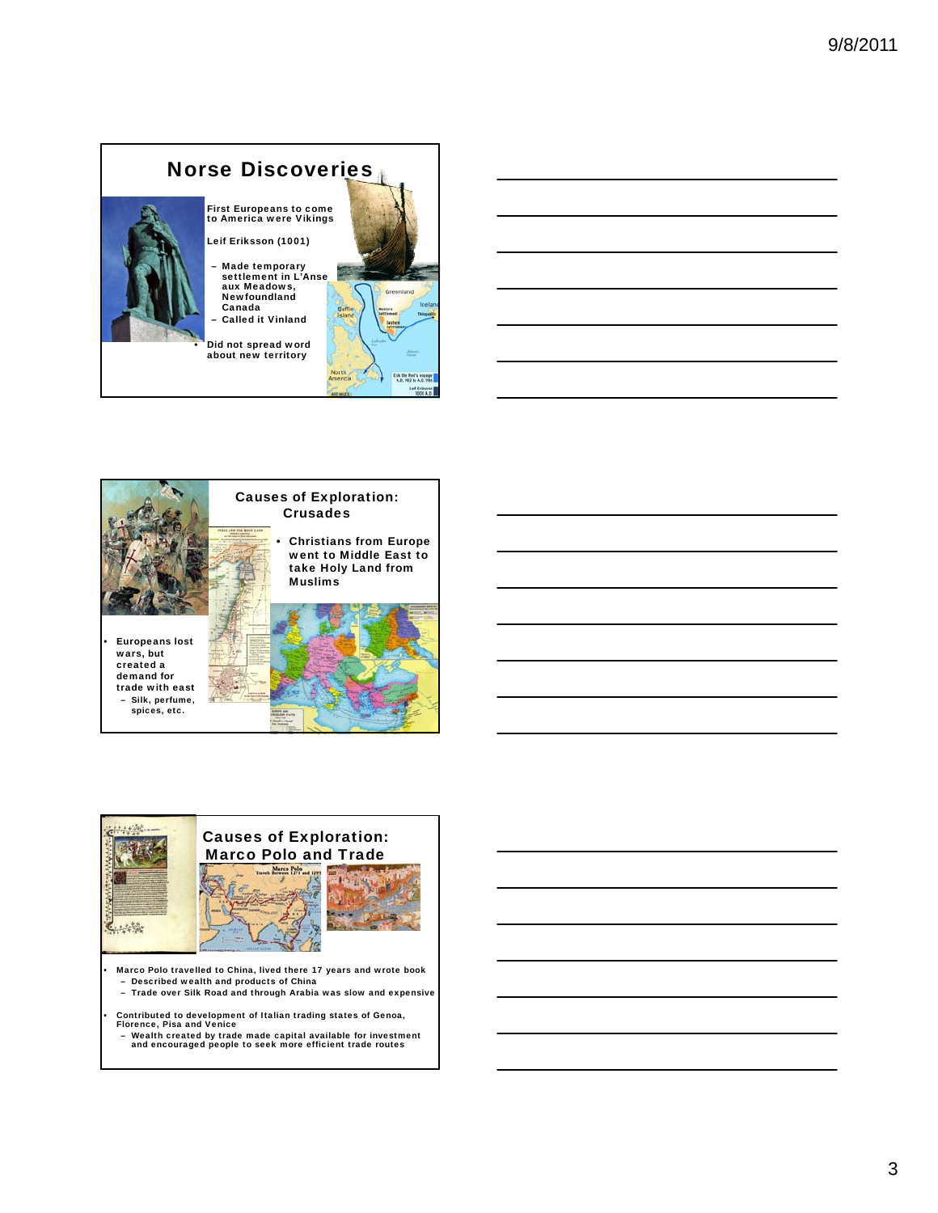## Norse Discoveries

- First Europeans to come to America were Vikings
- Leif Eriksson (1001)
  - Made temporary settlement in L'Anse aux Meadows, Newfoundland Canada
  - Called it Vinland
- Did not spread word about new territory

## Causes of Exploration: Crusades

- Christians from Europe went to Middle East to take Holy Land from Muslims
- Europeans lost wars, but created a demand for trade with east
  - Silk, perfume, spices, etc.

## Causes of Exploration: Marco Polo and Trade

- Marco Polo travelled to China, lived there 17 years and wrote book
  - Described wealth and products of China
  - Trade over Silk Road and through Arabia was slow and expensive
- Contributed to development of Italian trading states of Genoa, Florence, Pisa and Venice
  - Wealth created by trade made capital available for investment and encouraged people to seek more efficient trade routes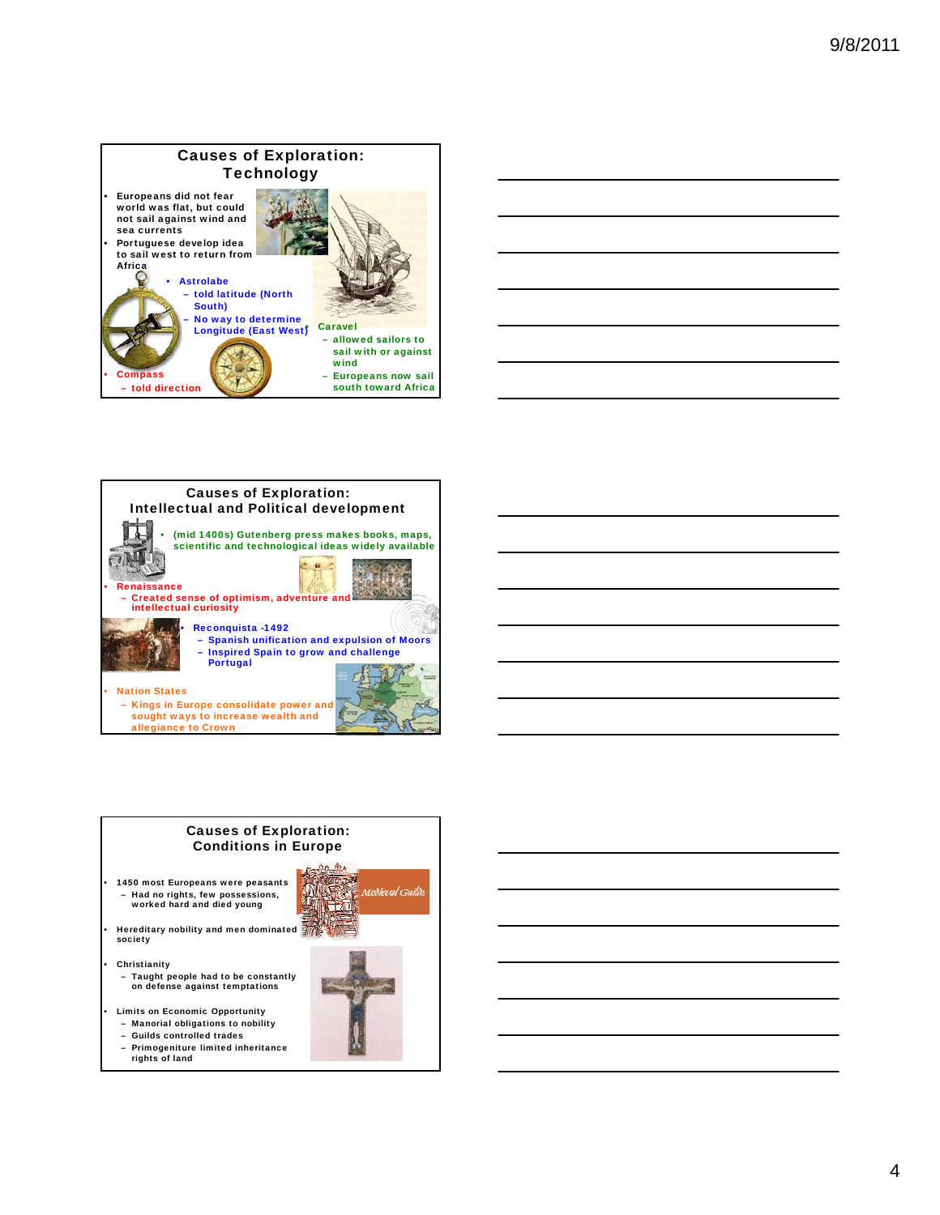## Causes of Exploration: Technology

- Europeans did not fear world was flat, but could not sail against wind and sea currents
- Portuguese develop idea to sail west to return from Africa
- Astrolabe
  - told latitude (North South)
  - No way to determine Longitude (East West)
- Compass
  - told direction
- Caravel
  - allowed sailors to sail with or against wind
  - Europeans now sail south toward Africa

## Causes of Exploration: Intellectual and Political development

- (mid 1400s) Gutenberg press makes books, maps, scientific and technological ideas widely available
- Renaissance
  - Created sense of optimism, adventure and intellectual curiosity
- Reconquista -1492
  - Spanish unification and expulsion of Moors
  - Inspired Spain to grow and challenge Portugal
- Nation States
  - Kings in Europe consolidate power and sought ways to increase wealth and allegiance to Crown

## Causes of Exploration: Conditions in Europe

- 1450 most Europeans were peasants
  - Had no rights, few possessions, worked hard and died young
- Hereditary nobility and men dominated society
- Christianity
  - Taught people had to be constantly on defense against temptations
- Limits on Economic Opportunity
  - Manorial obligations to nobility
  - Guilds controlled trades
  - Primogeniture limited inheritance rights of land

Medieval Guilds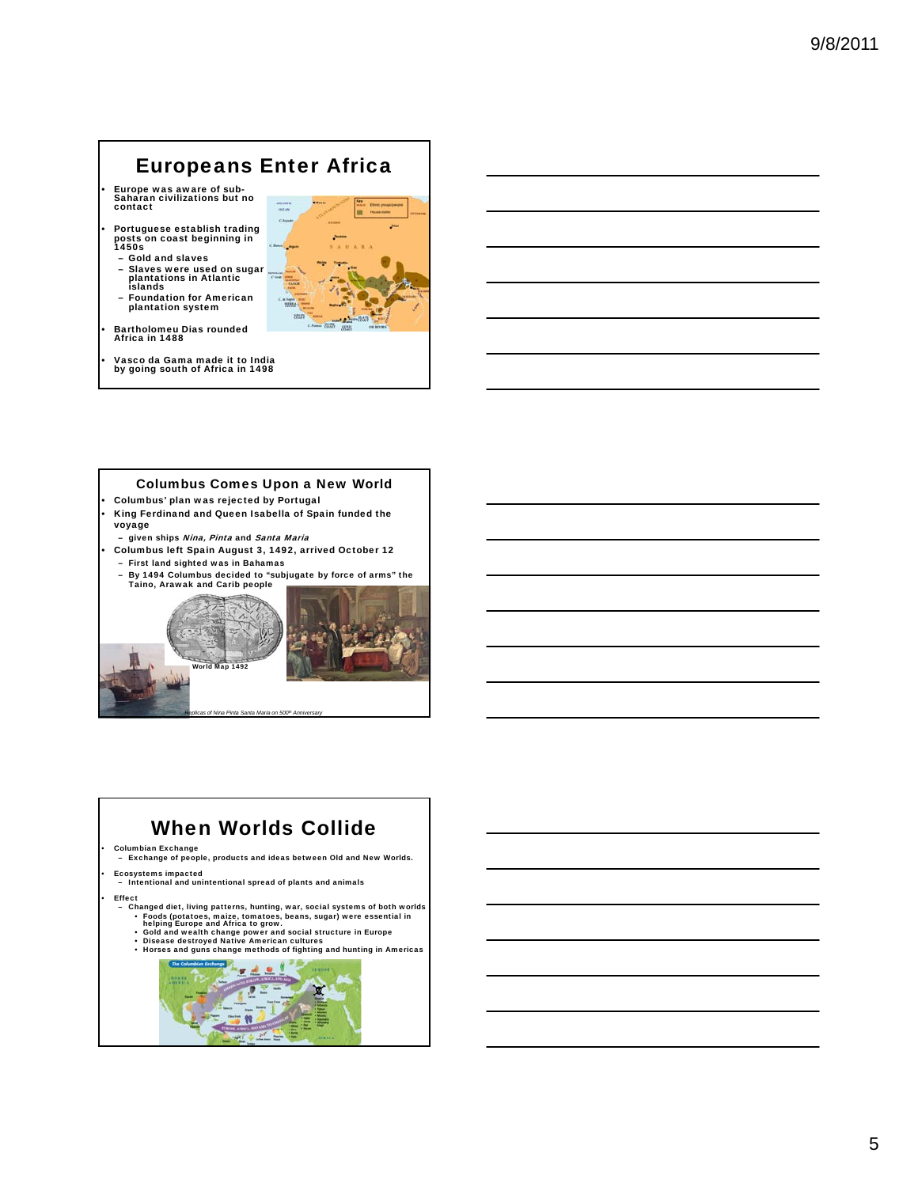## Europeans Enter Africa

- Europe was aware of sub-Saharan civilizations but no contact
- Portuguese establish trading posts on coast beginning in 1450s
  - Gold and slaves
  - Slaves were used on sugar plantations in Atlantic islands
  - Foundation for American plantation system
- Bartholomeu Dias rounded Africa in 1488
- Vasco da Gama made it to India by going south of Africa in 1498

## Columbus Comes Upon a New World

- Columbus' plan was rejected by Portugal
- King Ferdinand and Queen Isabella of Spain funded the voyage
  - given ships *Nina, Pinta* and *Santa Maria*
- Columbus left Spain August 3, 1492, arrived October 12
  - First land sighted was in Bahamas
  - By 1494 Columbus decided to "subjugate by force of arms" the Taino, Arawak and Carib people

World Map 1492

*Replicas of Nina Pinta Santa Maria on 500th Anniversary*

## When Worlds Collide

- Columbian Exchange
  - Exchange of people, products and ideas between Old and New Worlds.
- Ecosystems impacted
  - Intentional and unintentional spread of plants and animals
- Effect
  - Changed diet, living patterns, hunting, war, social systems of both worlds
    - Foods (potatoes, maize, tomatoes, beans, sugar) were essential in helping Europe and Africa to grow.
    - Gold and wealth change power and social structure in Europe
    - Disease destroyed Native American cultures
    - Horses and guns change methods of fighting and hunting in Americas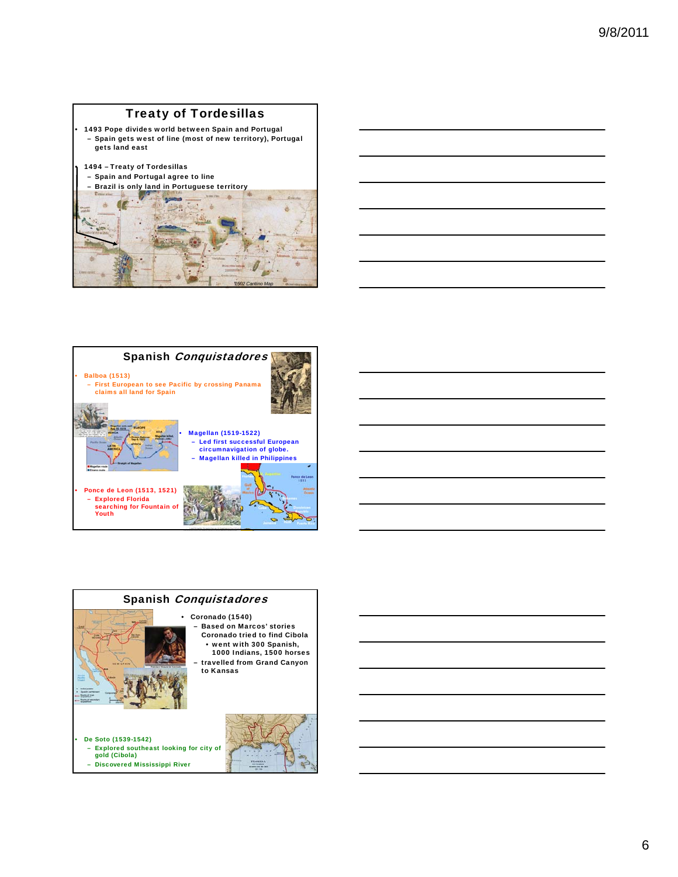## Treaty of Tordesillas

- 1493 Pope divides world between Spain and Portugal
  - Spain gets west of line (most of new territory), Portugal gets land east
- 1494 – Treaty of Tordesillas
  - Spain and Portugal agree to line
  - Brazil is only land in Portuguese territory

*1502 Cantino Map*

## Spanish *Conquistadores*

- Balboa (1513)
  - First European to see Pacific by crossing Panama claims all land for Spain
- Magellan (1519-1522)
  - Led first successful European circumnavigation of globe.
  - Magellan killed in Philippines
- Ponce de Leon (1513, 1521)
  - Explored Florida searching for Fountain of Youth

## Spanish *Conquistadores*

- Coronado (1540)
  - Based on Marcos' stories Coronado tried to find Cibola
    - went with 300 Spanish, 1000 Indians, 1500 horses
  - travelled from Grand Canyon to Kansas
- De Soto (1539-1542)
  - Explored southeast looking for city of gold (Cibola)
  - Discovered Mississippi River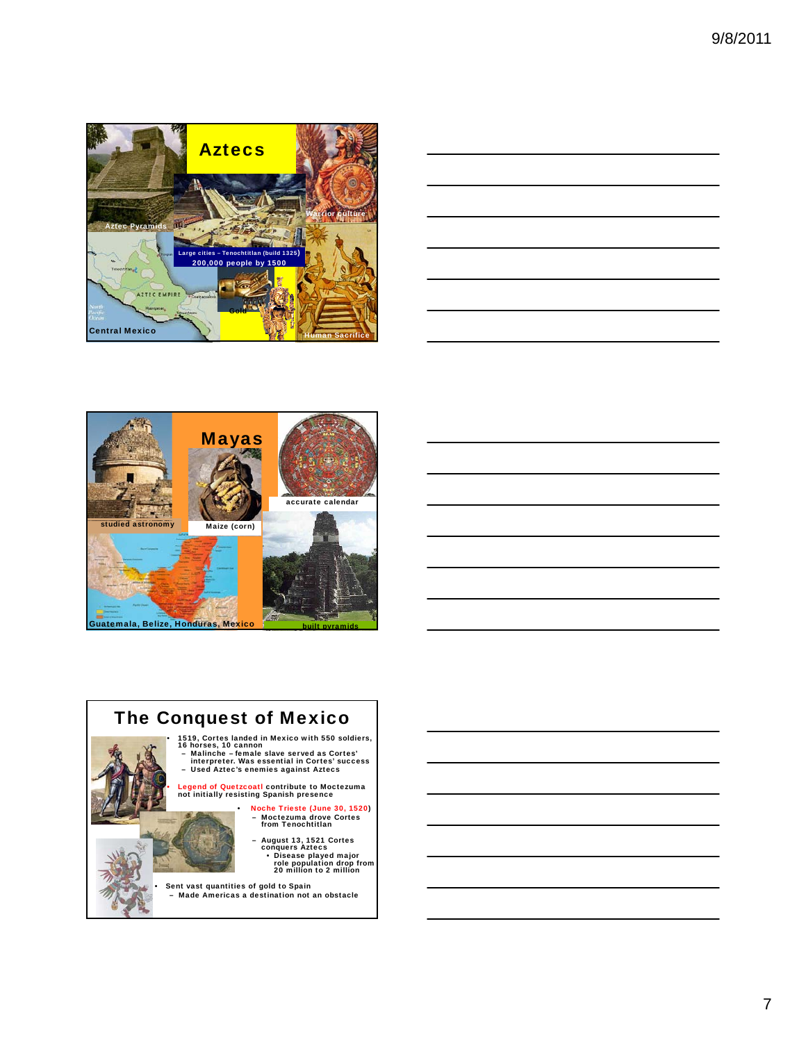# Aztecs

- Aztec Pyramids
- Large cities – Tenochtitlan (build 1325)
- 200,000 people by 1500
- Warrior culture
- Central Mexico
- Gold
- Human Sacrifice

# Mayas

- studied astronomy
- Maize (corn)
- accurate calendar
- Guatemala, Belize, Honduras, Mexico
- built pyramids

# The Conquest of Mexico

- 1519, Cortes landed in Mexico with 550 soldiers, 16 horses, 10 cannon
  - Malinche – female slave served as Cortes' interpreter. Was essential in Cortes' success
  - Used Aztec's enemies against Aztecs
- Legend of Quetzcoatl contribute to Moctezuma not initially resisting Spanish presence
- Noche Trieste (June 30, 1520)
  - Moctezuma drove Cortes from Tenochtitlan
  - August 13, 1521 Cortes conquers Aztecs
    - Disease played major role population drop from 20 million to 2 million
- Sent vast quantities of gold to Spain
  - Made Americas a destination not an obstacle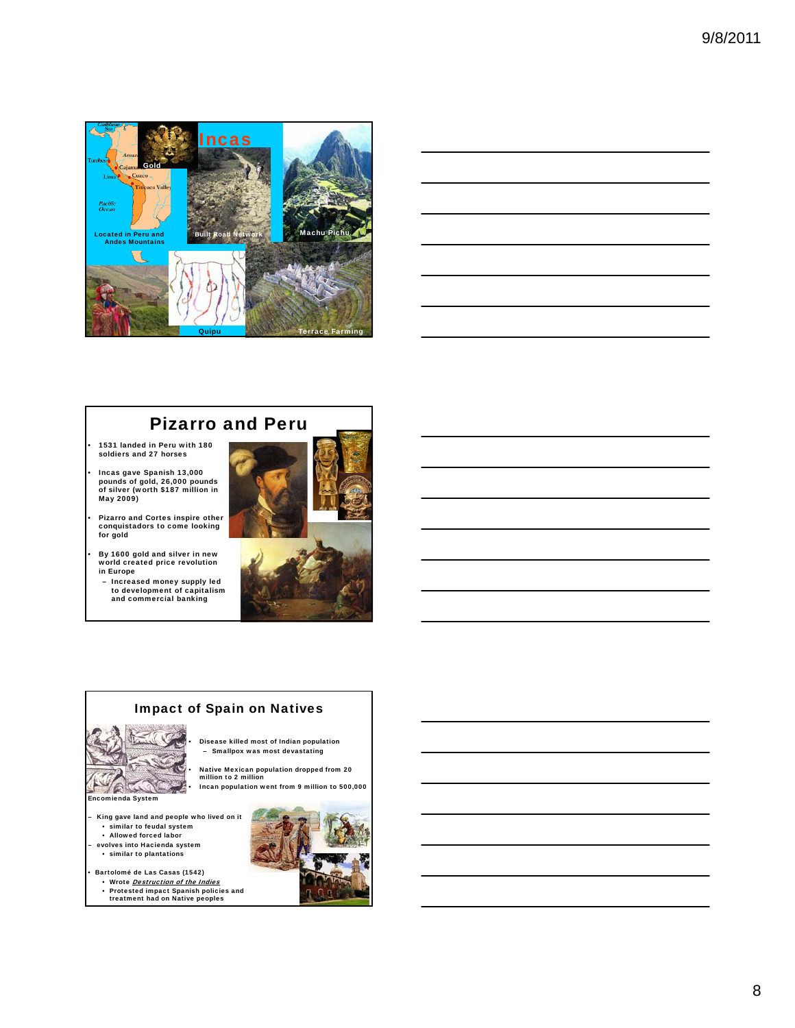## Incas

Gold

Located in Peru and Andes Mountains

Built Road Network

Machu Pichu

Quipu

Terrace Farming

## Pizarro and Peru

- 1531 landed in Peru with 180 soldiers and 27 horses
- Incas gave Spanish 13,000 pounds of gold, 26,000 pounds of silver (worth $187 million in May 2009)
- Pizarro and Cortes inspire other conquistadors to come looking for gold
- By 1600 gold and silver in new world created price revolution in Europe
  - Increased money supply led to development of capitalism and commercial banking

## Impact of Spain on Natives

- Disease killed most of Indian population
  - Smallpox was most devastating
- Native Mexican population dropped from 20 million to 2 million
- Incan population went from 9 million to 500,000

Encomienda System

- King gave land and people who lived on it
  - similar to feudal system
  - Allowed forced labor
- evolves into Hacienda system
  - similar to plantations

- Bartolomé de Las Casas (1542)
  - Wrote *Destruction of the Indies*
  - Protested impact Spanish policies and treatment had on Native peoples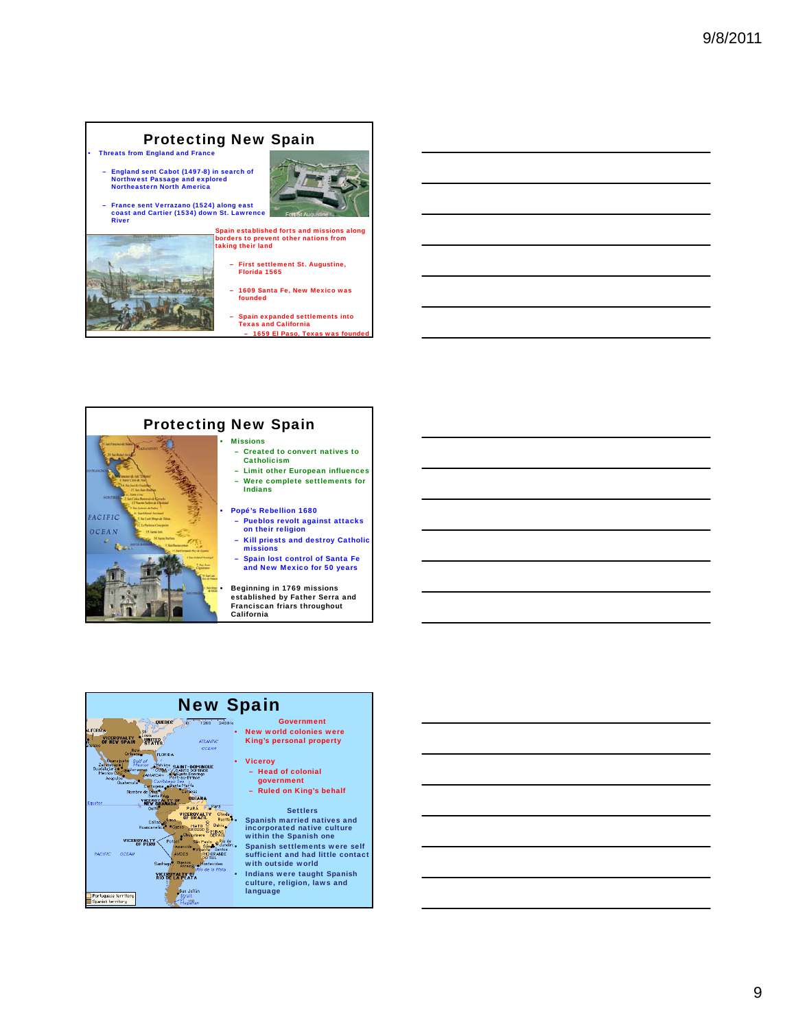## Protecting New Spain

- Threats from England and France
  - England sent Cabot (1497-8) in search of Northwest Passage and explored Northeastern North America
  - France sent Verrazano (1524) along east coast and Cartier (1534) down St. Lawrence River

Fort St Augustine

Spain established forts and missions along borders to prevent other nations from taking their land

- First settlement St. Augustine, Florida 1565
- 1609 Santa Fe, New Mexico was founded
- Spain expanded settlements into Texas and California
  - 1659 El Paso, Texas was founded

## Protecting New Spain

- Missions
  - Created to convert natives to Catholicism
  - Limit other European influences
  - Were complete settlements for Indians
- Popé's Rebellion 1680
  - Pueblos revolt against attacks on their religion
  - Kill priests and destroy Catholic missions
  - Spain lost control of Santa Fe and New Mexico for 50 years
- Beginning in 1769 missions established by Father Serra and Franciscan friars throughout California

## New Spain

**Government**

- New world colonies were King's personal property
- Viceroy
  - Head of colonial government
  - Ruled on King's behalf

**Settlers**

- Spanish married natives and incorporated native culture within the Spanish one
- Spanish settlements were self sufficient and had little contact with outside world
- Indians were taught Spanish culture, religion, laws and language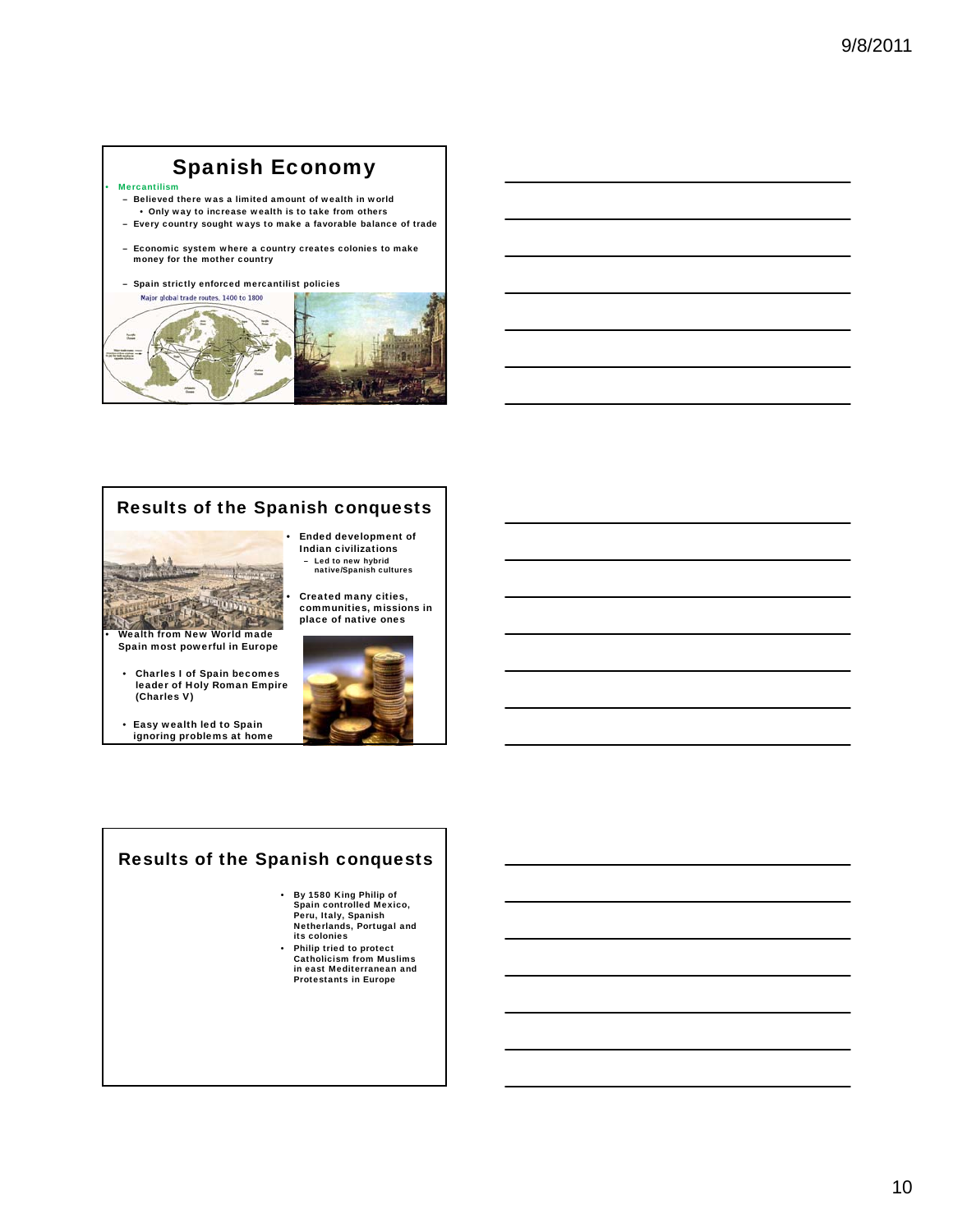## Spanish Economy

- Mercantilism
  - Believed there was a limited amount of wealth in world
    - Only way to increase wealth is to take from others
  - Every country sought ways to make a favorable balance of trade
  - Economic system where a country creates colonies to make money for the mother country
  - Spain strictly enforced mercantilist policies

Major global trade routes, 1400 to 1800

## Results of the Spanish conquests

- Ended development of Indian civilizations
  - Led to new hybrid native/Spanish cultures
- Created many cities, communities, missions in place of native ones
- Wealth from New World made Spain most powerful in Europe
  - Charles I of Spain becomes leader of Holy Roman Empire (Charles V)
  - Easy wealth led to Spain ignoring problems at home

## Results of the Spanish conquests

- By 1580 King Philip of Spain controlled Mexico, Peru, Italy, Spanish Netherlands, Portugal and its colonies
- Philip tried to protect Catholicism from Muslims in east Mediterranean and Protestants in Europe